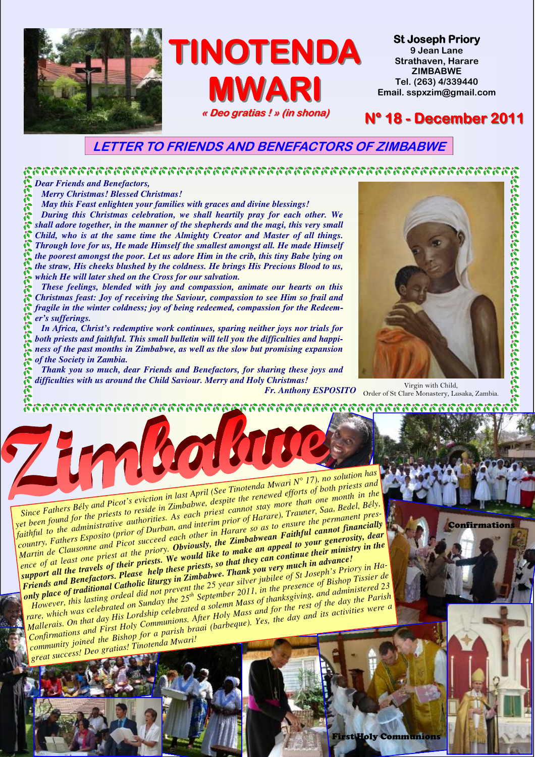# TINOTENDA MWARI

*« Deo gratias ! » (in shona)*

**St Joseph Priory**
9 Jean Lane
Strathaven, Harare
ZIMBABWE
Tel. (263) 4/339440
Email. sspxzim@gmail.com

**N° 18 - December 2011**

## LETTER TO FRIENDS AND BENEFACTORS OF ZIMBABWE

***Dear Friends and Benefactors,***

***Merry Christmas! Blessed Christmas!***

***May this Feast enlighten your families with graces and divine blessings!***

***During this Christmas celebration, we shall heartily pray for each other. We shall adore together, in the manner of the shepherds and the magi, this very small Child, who is at the same time the Almighty Creator and Master of all things. Through love for us, He made Himself the smallest amongst all. He made Himself the poorest amongst the poor. Let us adore Him in the crib, this tiny Babe lying on the straw, His cheeks blushed by the coldness. He brings His Precious Blood to us, which He will later shed on the Cross for our salvation.***

***These feelings, blended with joy and compassion, animate our hearts on this Christmas feast: Joy of receiving the Saviour, compassion to see Him so frail and fragile in the winter coldness; joy of being redeemed, compassion for the Redeemer's sufferings.***

***In Africa, Christ's redemptive work continues, sparing neither joys nor trials for both priests and faithful. This small bulletin will tell you the difficulties and happiness of the past months in Zimbabwe, as well as the slow but promising expansion of the Society in Zambia.***

***Thank you so much, dear Friends and Benefactors, for sharing these joys and difficulties with us around the Child Saviour. Merry and Holy Christmas!***

***Fr. Anthony ESPOSITO***

Virgin with Child,
Order of St Clare Monastery, Lusaka, Zambia.

## Zimbabwe

*Since Fathers Bély and Picot's eviction in last April (See Tinotenda Mwari N° 17), no solution has yet been found for the priests to reside in Zimbabwe, despite the renewed efforts of both priests and faithful to the administrative authorities. As each priest cannot stay more than one month in the country, Fathers Esposito (prior of Durban, and interim prior of Harare), Trauner, Saa, Bedel, Bély, Martin de Clausonne and Picot succeed each other in Harare so as to ensure the permanent presence of at least one priest at the priory.* ***Obviously, the Zimbabwean Faithful cannot financially support all the travels of their priests. We would like to make an appeal to your generosity, dear Friends and Benefactors. Please help these priests, so that they can continue their ministry in the only place of traditional Catholic liturgy in Zimbabwe. Thank you very much in advance!***

*However, this lasting ordeal did not prevent the 25 year silver jubilee of St Joseph's Priory in Harare, which was celebrated on Sunday the 25th September 2011, in the presence of Bishop Tissier de Mallerais. On that day His Lordship celebrated a solemn Mass of thanksgiving, and administered 23 Confirmations and First Holy Communions. After Holy Mass and for the rest of the day the Parish community joined the Bishop for a parish braai (barbeque). Yes, the day and its activities were a great success! Deo gratias! Tinotenda Mwari!*

Confirmations

First Holy Communions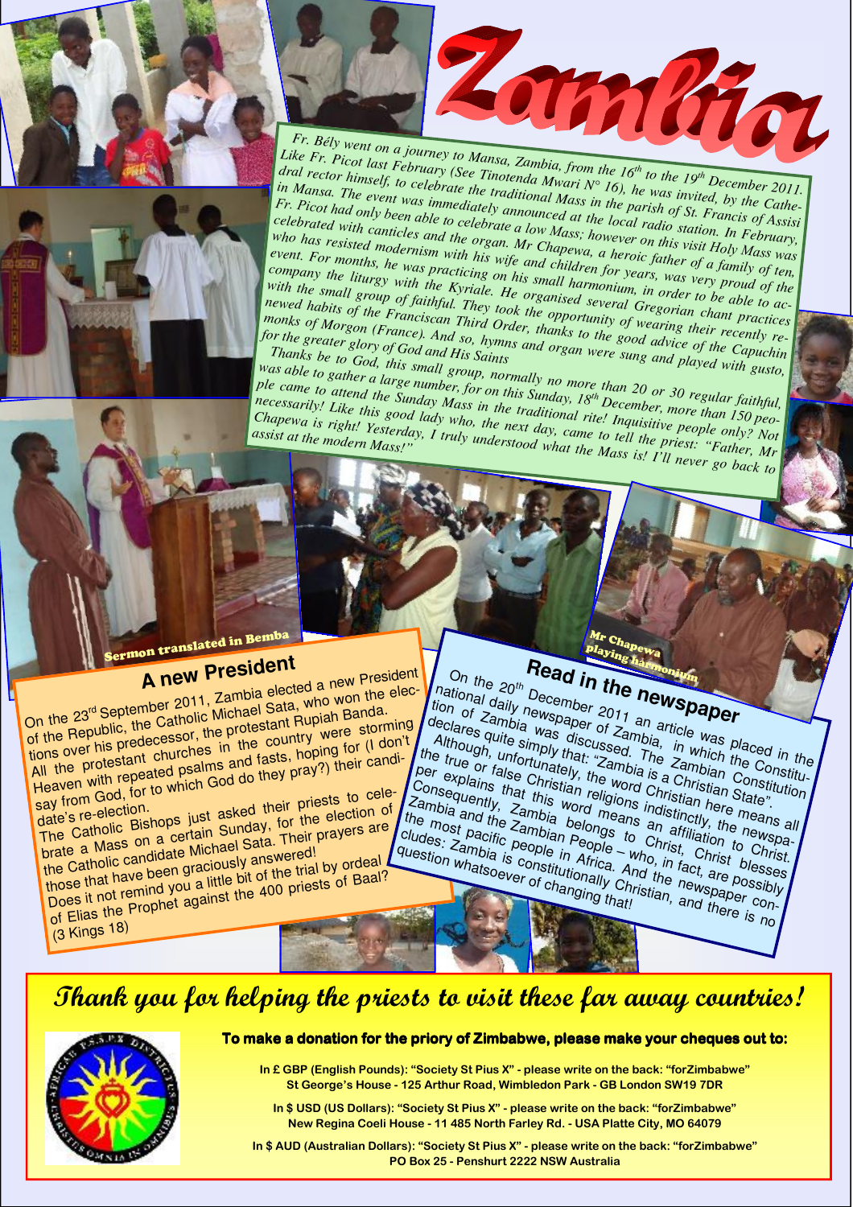# Zambia

*Fr. Bély went on a journey to Mansa, Zambia, from the 16th to the 19th December 2011. Like Fr. Picot last February (See Tinotenda Mwari N° 16), he was invited, by the Cathedral rector himself, to celebrate the traditional Mass in the parish of St. Francis of Assisi in Mansa. The event was immediately announced at the local radio station. In February, Fr. Picot had only been able to celebrate a low Mass; however on this visit Holy Mass was celebrated with canticles and the organ. Mr Chapewa, a heroic father of a family of ten, who has resisted modernism with his wife and children for years, was very proud of the event. For months, he was practicing on his small harmonium, in order to be able to accompany the liturgy with the Kyriale. He organised several Gregorian chant practices with the small group of faithful. They took the opportunity of wearing their recently renewed habits of the Franciscan Third Order, thanks to the good advice of the Capuchin monks of Morgon (France). And so, hymns and organ were sung and played with gusto, for the greater glory of God and His Saints*

*Thanks be to God, this small group, normally no more than 20 or 30 regular faithful, was able to gather a large number, for on this Sunday, 18th December, more than 150 people came to attend the Sunday Mass in the traditional rite! Inquisitive people only? Not necessarily! Like this good lady who, the next day, came to tell the priest: "Father, Mr Chapewa is right! Yesterday, I truly understood what the Mass is! I'll never go back to assist at the modern Mass!"*

Sermon translated in Bemba

Mr Chapewa playing harmonium

## A new President

On the 23rd September 2011, Zambia elected a new President of the Republic, the Catholic Michael Sata, who won the elections over his predecessor, the protestant Rupiah Banda. All the protestant churches in the country were storming Heaven with repeated psalms and fasts, hoping for (I don't say from God, for to which God do they pray?) their candidate's re-election.

The Catholic Bishops just asked their priests to celebrate a Mass on a certain Sunday, for the election of the Catholic candidate Michael Sata. Their prayers are those that have been graciously answered!

Does it not remind you a little bit of the trial by ordeal of Elias the Prophet against the 400 priests of Baal? (3 Kings 18)

## Read in the newspaper

On the 20th December 2011 an article was placed in the national daily newspaper of Zambia, in which the Constitution of Zambia was discussed. The Zambian Constitution declares quite simply that: "Zambia is a Christian State".

Although, unfortunately, the word Christian here means all the true or false Christian religions indistinctly, the newspaper explains that this word means an affiliation to Christ. Consequently, Zambia belongs to Christ, Christ blesses Zambia and the Zambian People – who, in fact, are possibly the most pacific people in Africa. And the newspaper concludes: Zambia is constitutionally Christian, and there is no question whatsoever of changing that!

## Thank you for helping the priests to visit these far away countries!

**To make a donation for the priory of Zimbabwe, please make your cheques out to:**

**In £ GBP (English Pounds): "Society St Pius X" - please write on the back: "forZimbabwe"**
**St George's House - 125 Arthur Road, Wimbledon Park - GB London SW19 7DR**

**In $ USD (US Dollars): "Society St Pius X" - please write on the back: "forZimbabwe"**
**New Regina Coeli House - 11 485 North Farley Rd. - USA Platte City, MO 64079**

**In $ AUD (Australian Dollars): "Society St Pius X" - please write on the back: "forZimbabwe"**
**PO Box 25 - Penshurt 2222 NSW Australia**